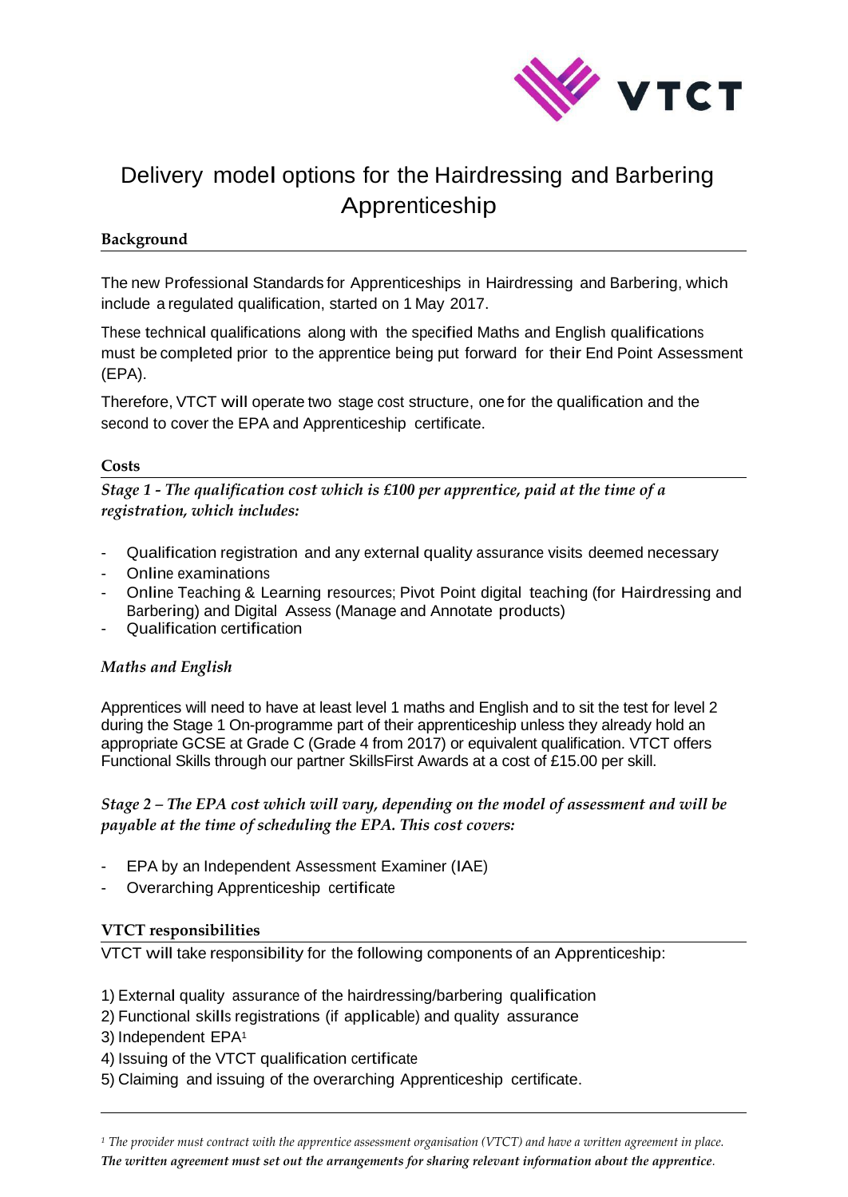# Delivery model options for the Hairdressing and Barbering Apprenticeship

## Background

The new Professional Standards for Apprenticeships in Hairdressing and Barbering, which include a regulated qualification, started on 1 May 2017.

These technical qualifications along with the specified Maths and English qualifications must be completed prior to the apprentice being put forward for their End Point Assessment (EPA).

Therefore, VTCT will operate two stage cost structure, one for the qualification and the second to cover the EPA and Apprenticeship certificate.

## Costs

*Stage 1 - The qualification cost which is £100 per apprentice, paid at the time of a registration, which includes:*

- Qualification registration and any external quality assurance visits deemed necessary
- Online examinations
- Online Teaching & Learning resources; Pivot Point digital teaching (for Hairdressing and Barbering) and Digital Assess (Manage and Annotate products)
- Qualification certification

### *Maths and English*

Apprentices will need to have at least level 1 maths and English and to sit the test for level 2 during the Stage 1 On-programme part of their apprenticeship unless they already hold an appropriate GCSE at Grade C (Grade 4 from 2017) or equivalent qualification. VTCT offers Functional Skills through our partner SkillsFirst Awards at a cost of £15.00 per skill.

*Stage 2 – The EPA cost which will vary, depending on the model of assessment and will be payable at the time of scheduling the EPA. This cost covers:*

- EPA by an Independent Assessment Examiner (IAE)
- Overarching Apprenticeship certificate

## VTCT responsibilities

VTCT will take responsibility for the following components of an Apprenticeship:

1) External quality assurance of the hairdressing/barbering qualification
2) Functional skills registrations (if applicable) and quality assurance
3) Independent EPA[1]
4) Issuing of the VTCT qualification certificate
5) Claiming and issuing of the overarching Apprenticeship certificate.

---

[1] *The provider must contract with the apprentice assessment organisation (VTCT) and have a written agreement in place.* ***The written agreement must set out the arrangements for sharing relevant information about the apprentice.***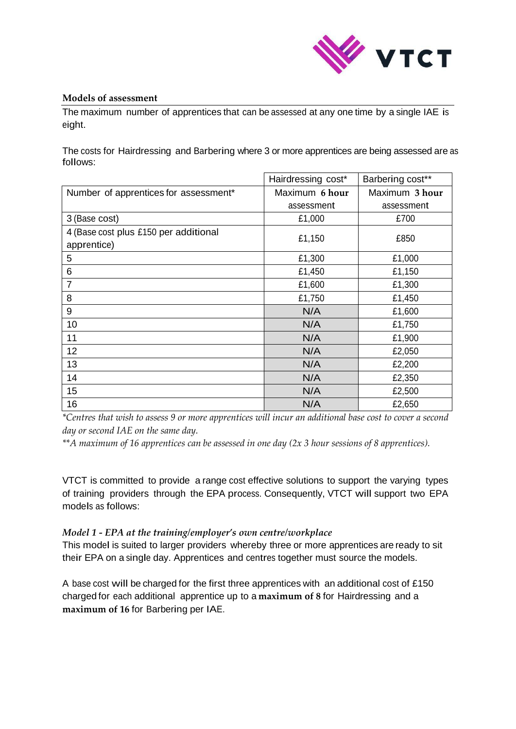**Models of assessment**

The maximum number of apprentices that can be assessed at any one time by a single IAE is eight.

The costs for Hairdressing and Barbering where 3 or more apprentices are being assessed are as follows:

| | Hairdressing cost* | Barbering cost** |
|---|---|---|
| Number of apprentices for assessment* | Maximum **6 hour** assessment | Maximum **3 hour** assessment |
| 3 (Base cost) | £1,000 | £700 |
| 4 (Base cost plus £150 per additional apprentice) | £1,150 | £850 |
| 5 | £1,300 | £1,000 |
| 6 | £1,450 | £1,150 |
| 7 | £1,600 | £1,300 |
| 8 | £1,750 | £1,450 |
| 9 | N/A | £1,600 |
| 10 | N/A | £1,750 |
| 11 | N/A | £1,900 |
| 12 | N/A | £2,050 |
| 13 | N/A | £2,200 |
| 14 | N/A | £2,350 |
| 15 | N/A | £2,500 |
| 16 | N/A | £2,650 |

*\*Centres that wish to assess 9 or more apprentices will incur an additional base cost to cover a second day or second IAE on the same day.*

*\*\*A maximum of 16 apprentices can be assessed in one day (2x 3 hour sessions of 8 apprentices).*

VTCT is committed to provide a range cost effective solutions to support the varying types of training providers through the EPA process. Consequently, VTCT will support two EPA models as follows:

*Model 1 - EPA at the training/employer's own centre/workplace*

This model is suited to larger providers whereby three or more apprentices are ready to sit their EPA on a single day. Apprentices and centres together must source the models.

A base cost will be charged for the first three apprentices with an additional cost of £150 charged for each additional apprentice up to a **maximum of 8** for Hairdressing and a **maximum of 16** for Barbering per IAE.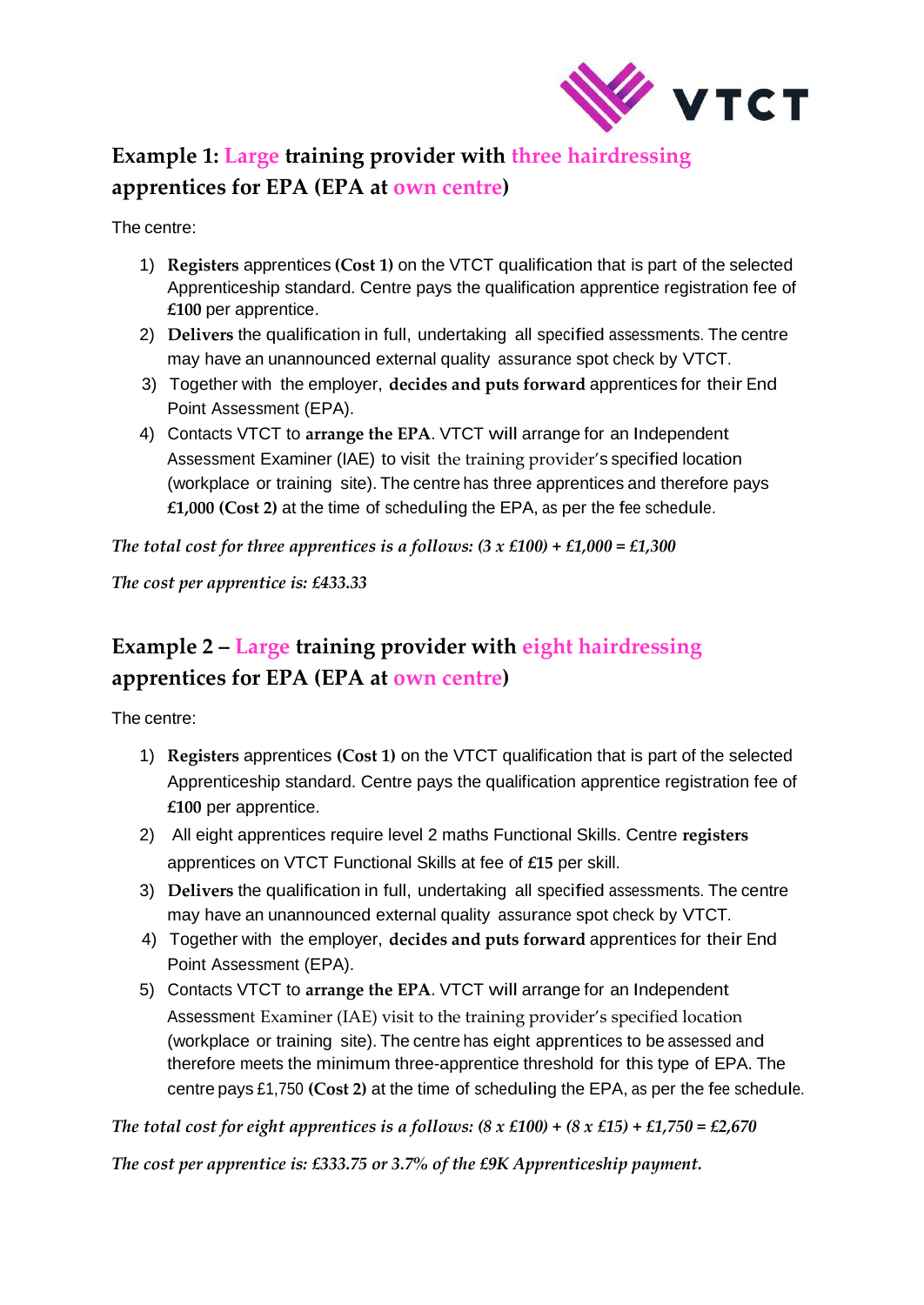## Example 1: Large training provider with three hairdressing apprentices for EPA (EPA at own centre)

The centre:

1) **Registers** apprentices **(Cost 1)** on the VTCT qualification that is part of the selected Apprenticeship standard. Centre pays the qualification apprentice registration fee of **£100** per apprentice.
2) **Delivers** the qualification in full, undertaking all specified assessments. The centre may have an unannounced external quality assurance spot check by VTCT.
3) Together with the employer, **decides and puts forward** apprentices for their End Point Assessment (EPA).
4) Contacts VTCT to **arrange the EPA**. VTCT will arrange for an Independent Assessment Examiner (IAE) to visit the training provider's specified location (workplace or training site). The centre has three apprentices and therefore pays **£1,000 (Cost 2)** at the time of scheduling the EPA, as per the fee schedule.

***The total cost for three apprentices is a follows: (3 x £100) + £1,000 = £1,300***

***The cost per apprentice is: £433.33***

## Example 2 – Large training provider with eight hairdressing apprentices for EPA (EPA at own centre)

The centre:

1) **Registers** apprentices **(Cost 1)** on the VTCT qualification that is part of the selected Apprenticeship standard. Centre pays the qualification apprentice registration fee of **£100** per apprentice.
2) All eight apprentices require level 2 maths Functional Skills. Centre **registers** apprentices on VTCT Functional Skills at fee of **£15** per skill.
3) **Delivers** the qualification in full, undertaking all specified assessments. The centre may have an unannounced external quality assurance spot check by VTCT.
4) Together with the employer, **decides and puts forward** apprentices for their End Point Assessment (EPA).
5) Contacts VTCT to **arrange the EPA**. VTCT will arrange for an Independent Assessment Examiner (IAE) visit to the training provider's specified location (workplace or training site). The centre has eight apprentices to be assessed and therefore meets the minimum three-apprentice threshold for this type of EPA. The centre pays £1,750 **(Cost 2)** at the time of scheduling the EPA, as per the fee schedule.

***The total cost for eight apprentices is a follows: (8 x £100) + (8 x £15) + £1,750 = £2,670***

***The cost per apprentice is: £333.75 or 3.7% of the £9K Apprenticeship payment.***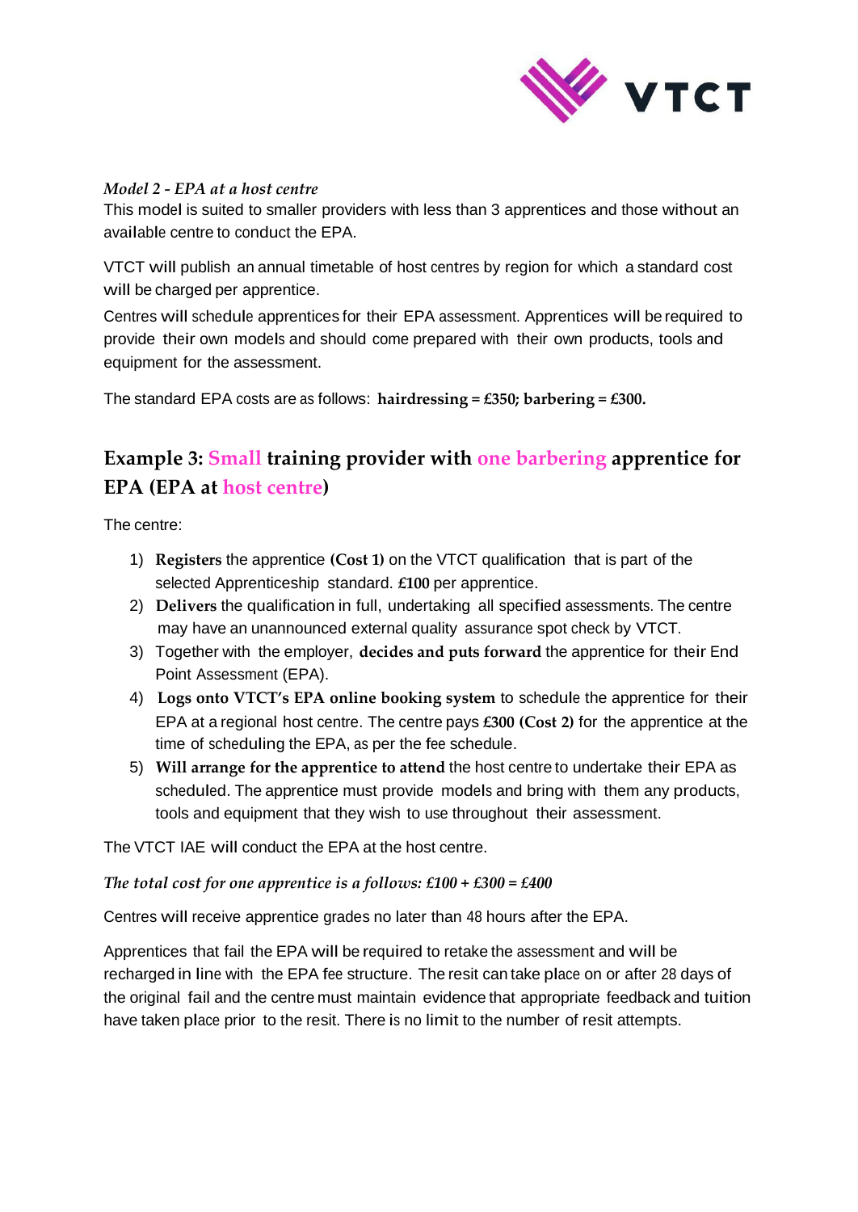*Model 2 - EPA at a host centre*

This model is suited to smaller providers with less than 3 apprentices and those without an available centre to conduct the EPA.

VTCT will publish an annual timetable of host centres by region for which a standard cost will be charged per apprentice.

Centres will schedule apprentices for their EPA assessment. Apprentices will be required to provide their own models and should come prepared with their own products, tools and equipment for the assessment.

The standard EPA costs are as follows: **hairdressing = £350; barbering = £300.**

## Example 3: Small training provider with one barbering apprentice for EPA (EPA at host centre)

The centre:

1) **Registers** the apprentice **(Cost 1)** on the VTCT qualification that is part of the selected Apprenticeship standard. **£100** per apprentice.
2) **Delivers** the qualification in full, undertaking all specified assessments. The centre may have an unannounced external quality assurance spot check by VTCT.
3) Together with the employer, **decides and puts forward** the apprentice for their End Point Assessment (EPA).
4) **Logs onto VTCT's EPA online booking system** to schedule the apprentice for their EPA at a regional host centre. The centre pays **£300 (Cost 2)** for the apprentice at the time of scheduling the EPA, as per the fee schedule.
5) **Will arrange for the apprentice to attend** the host centre to undertake their EPA as scheduled. The apprentice must provide models and bring with them any products, tools and equipment that they wish to use throughout their assessment.

The VTCT IAE will conduct the EPA at the host centre.

*The total cost for one apprentice is a follows: £100 + £300 = £400*

Centres will receive apprentice grades no later than 48 hours after the EPA.

Apprentices that fail the EPA will be required to retake the assessment and will be recharged in line with the EPA fee structure. The resit can take place on or after 28 days of the original fail and the centre must maintain evidence that appropriate feedback and tuition have taken place prior to the resit. There is no limit to the number of resit attempts.